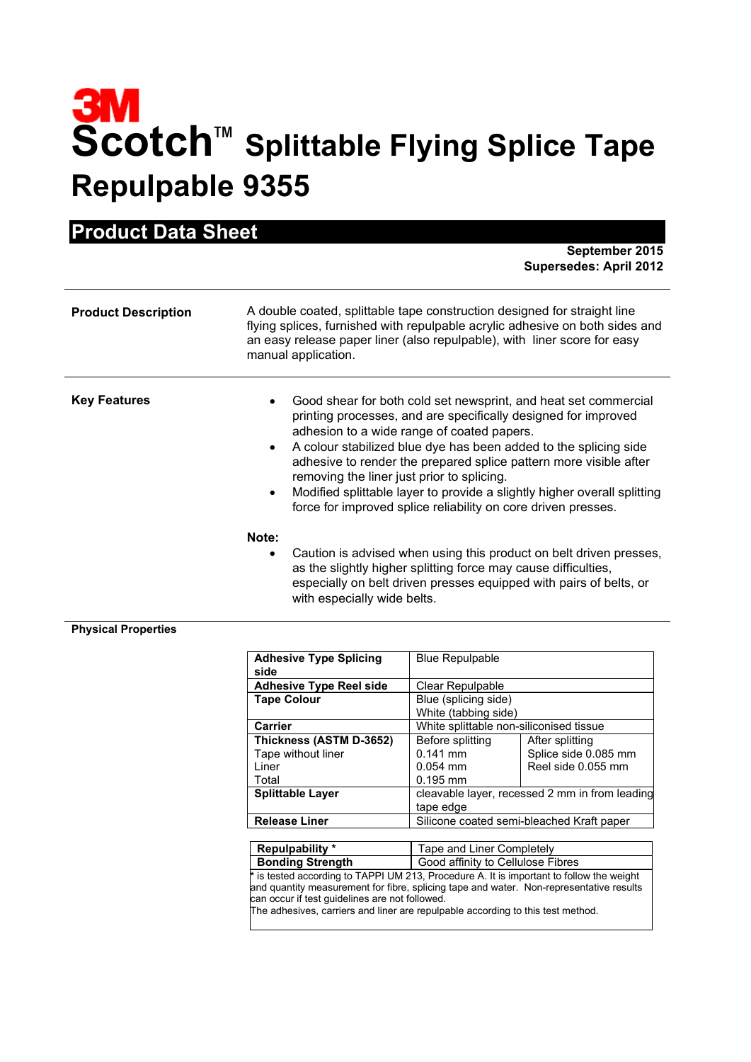# 3M

# Scotch™ Splittable Flying Splice Tape Repulpable 9355

## Product Data Sheet

**September 2015**
**Supersedes: April 2012**

---

**Product Description**

A double coated, splittable tape construction designed for straight line flying splices, furnished with repulpable acrylic adhesive on both sides and an easy release paper liner (also repulpable), with liner score for easy manual application.

---

**Key Features**

- Good shear for both cold set newsprint, and heat set commercial printing processes, and are specifically designed for improved adhesion to a wide range of coated papers.
- A colour stabilized blue dye has been added to the splicing side adhesive to render the prepared splice pattern more visible after removing the liner just prior to splicing.
- Modified splittable layer to provide a slightly higher overall splitting force for improved splice reliability on core driven presses.

**Note:**

- Caution is advised when using this product on belt driven presses, as the slightly higher splitting force may cause difficulties, especially on belt driven presses equipped with pairs of belts, or with especially wide belts.

---

**Physical Properties**

| | | |
|---|---|---|
| **Adhesive Type Splicing side** | Blue Repulpable | |
| **Adhesive Type Reel side** | Clear Repulpable | |
| **Tape Colour** | Blue (splicing side)<br>White (tabbing side) | |
| **Carrier** | White splittable non-siliconised tissue | |
| **Thickness (ASTM D-3652)**<br>Tape without liner<br>Liner<br>Total | Before splitting<br>0.141 mm<br>0.054 mm<br>0.195 mm | After splitting<br>Splice side 0.085 mm<br>Reel side 0.055 mm |
| **Splittable Layer** | cleavable layer, recessed 2 mm in from leading tape edge | |
| **Release Liner** | Silicone coated semi-bleached Kraft paper | |

| | |
|---|---|
| **Repulpability** * | Tape and Liner Completely |
| **Bonding Strength** | Good affinity to Cellulose Fibres |

* is tested according to TAPPI UM 213, Procedure A. It is important to follow the weight and quantity measurement for fibre, splicing tape and water. Non-representative results can occur if test guidelines are not followed.
The adhesives, carriers and liner are repulpable according to this test method.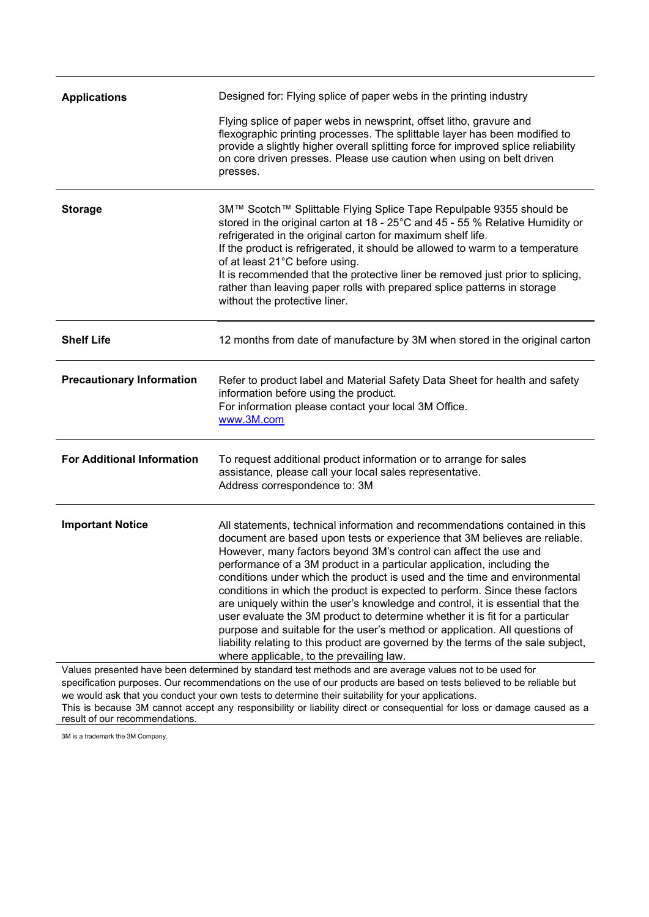| | |
|---|---|
| **Applications** | Designed for: Flying splice of paper webs in the printing industry<br><br>Flying splice of paper webs in newsprint, offset litho, gravure and flexographic printing processes. The splittable layer has been modified to provide a slightly higher overall splitting force for improved splice reliability on core driven presses. Please use caution when using on belt driven presses. |
| **Storage** | 3M™ Scotch™ Splittable Flying Splice Tape Repulpable 9355 should be stored in the original carton at 18 - 25°C and 45 - 55 % Relative Humidity or refrigerated in the original carton for maximum shelf life.<br>If the product is refrigerated, it should be allowed to warm to a temperature of at least 21°C before using.<br>It is recommended that the protective liner be removed just prior to splicing, rather than leaving paper rolls with prepared splice patterns in storage without the protective liner. |
| **Shelf Life** | 12 months from date of manufacture by 3M when stored in the original carton |
| **Precautionary Information** | Refer to product label and Material Safety Data Sheet for health and safety information before using the product.<br>For information please contact your local 3M Office.<br>www.3M.com |
| **For Additional Information** | To request additional product information or to arrange for sales assistance, please call your local sales representative.<br>Address correspondence to: 3M |
| **Important Notice** | All statements, technical information and recommendations contained in this document are based upon tests or experience that 3M believes are reliable. However, many factors beyond 3M's control can affect the use and performance of a 3M product in a particular application, including the conditions under which the product is used and the time and environmental conditions in which the product is expected to perform. Since these factors are uniquely within the user's knowledge and control, it is essential that the user evaluate the 3M product to determine whether it is fit for a particular purpose and suitable for the user's method or application. All questions of liability relating to this product are governed by the terms of the sale subject, where applicable, to the prevailing law. |

Values presented have been determined by standard test methods and are average values not to be used for specification purposes. Our recommendations on the use of our products are based on tests believed to be reliable but we would ask that you conduct your own tests to determine their suitability for your applications.
This is because 3M cannot accept any responsibility or liability direct or consequential for loss or damage caused as a result of our recommendations.

3M is a trademark the 3M Company.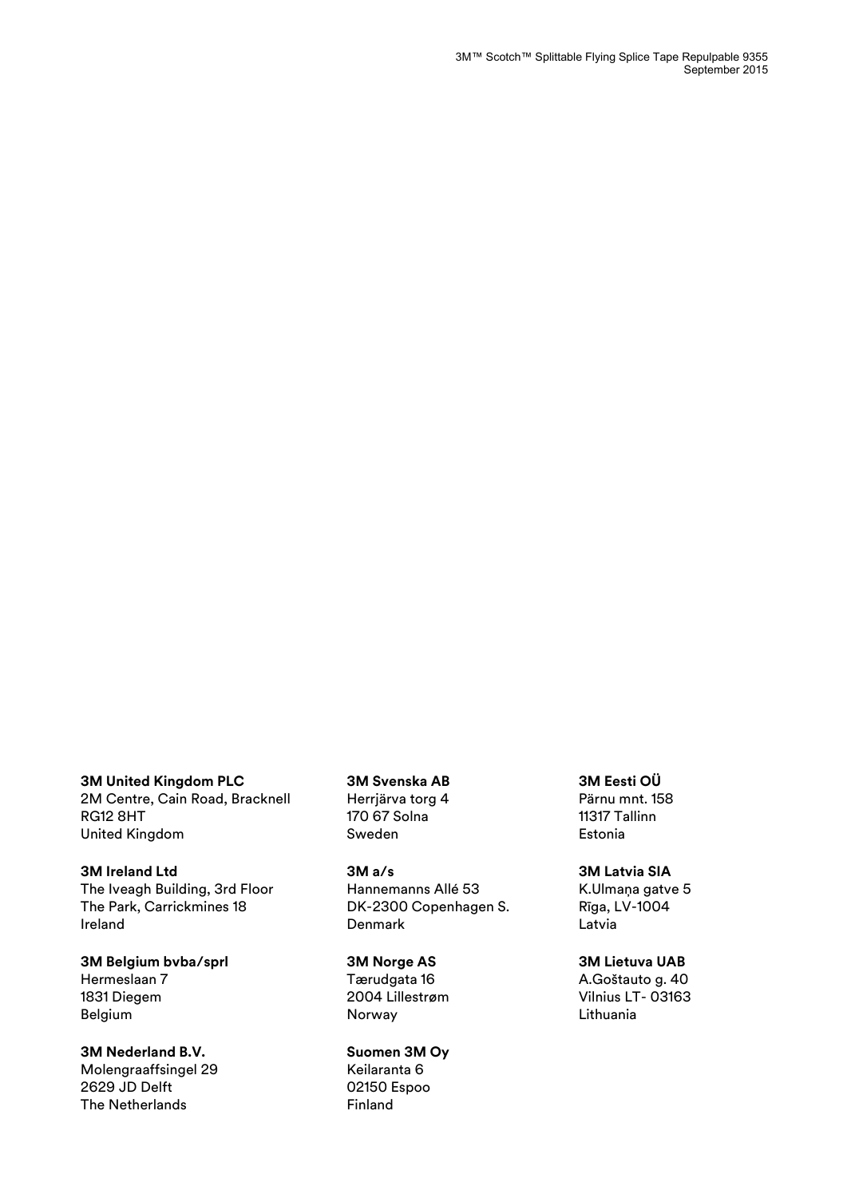**3M United Kingdom PLC**
2M Centre, Cain Road, Bracknell
RG12 8HT
United Kingdom

**3M Ireland Ltd**
The Iveagh Building, 3rd Floor
The Park, Carrickmines 18
Ireland

**3M Belgium bvba/sprl**
Hermeslaan 7
1831 Diegem
Belgium

**3M Nederland B.V.**
Molengraaffsingel 29
2629 JD Delft
The Netherlands

**3M Svenska AB**
Herrjärva torg 4
170 67 Solna
Sweden

**3M a/s**
Hannemanns Allé 53
DK-2300 Copenhagen S.
Denmark

**3M Norge AS**
Tærudgata 16
2004 Lillestrøm
Norway

**Suomen 3M Oy**
Keilaranta 6
02150 Espoo
Finland

**3M Eesti OÜ**
Pärnu mnt. 158
11317 Tallinn
Estonia

**3M Latvia SIA**
K.Ulmaņa gatve 5
Rīga, LV-1004
Latvia

**3M Lietuva UAB**
A.Goštauto g. 40
Vilnius LT- 03163
Lithuania